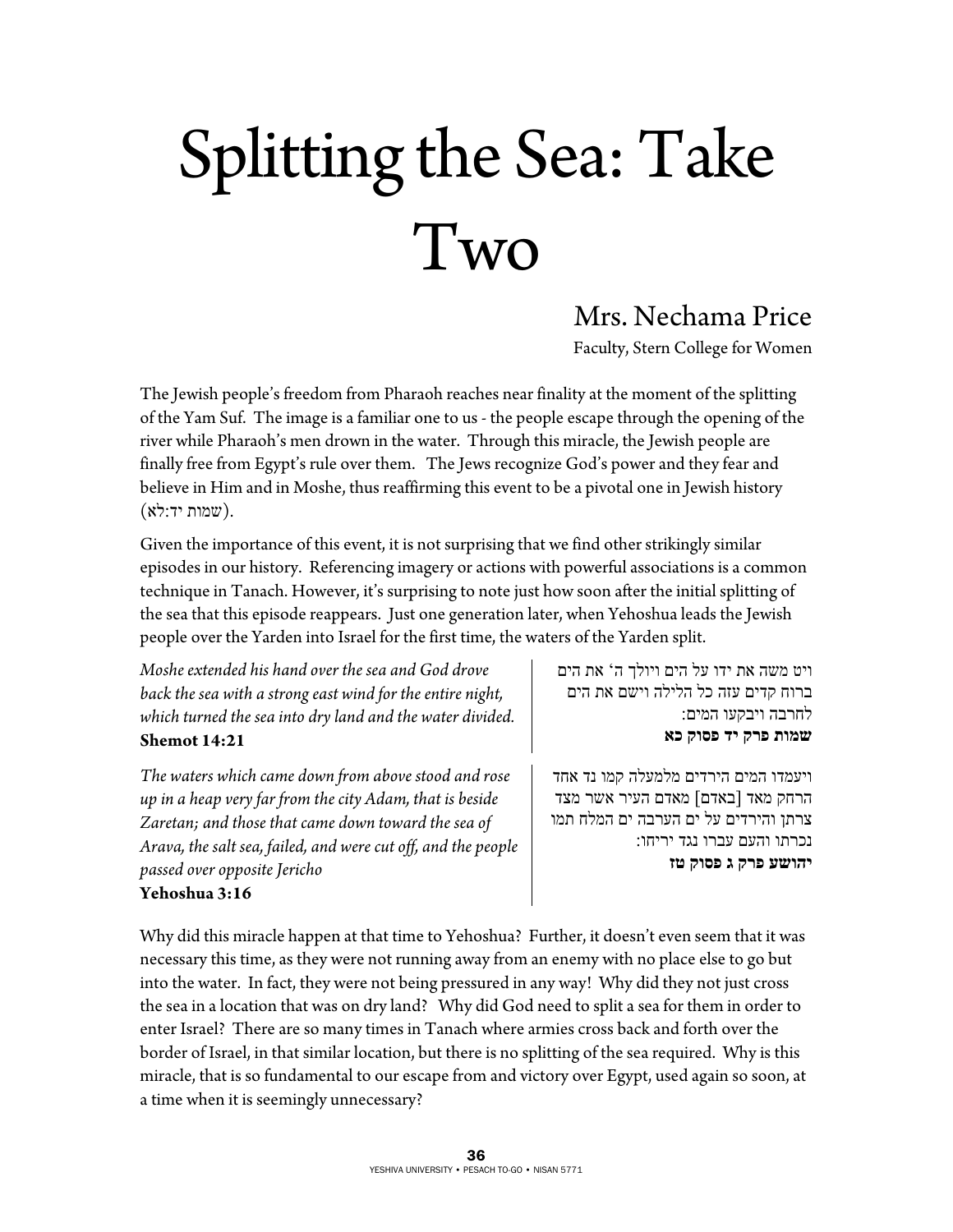# Splitting the Sea: Take Two

## Mrs. Nechama Price

Faculty, Stern College for Women

The Jewish people's freedom from Pharaoh reaches near finality at the moment of the splitting of the Yam Suf. The image is a familiar one to us - the people escape through the opening of the river while Pharaoh's men drown in the water. Through this miracle, the Jewish people are finally free from Egypt's rule over them. The Jews recognize God's power and they fear and believe in Him and in Moshe, thus reaffirming this event to be a pivotal one in Jewish history (שמות יד:לא).

Given the importance of this event, it is not surprising that we find other strikingly similar episodes in our history. Referencing imagery or actions with powerful associations is a common technique in Tanach. However, it's surprising to note just how soon after the initial splitting of the sea that this episode reappears. Just one generation later, when Yehoshua leads the Jewish people over the Yarden into Israel for the first time, the waters of the Yarden split.

*Moshe extended his hand over the sea and God drove back the sea with a strong east wind for the entire night, which turned the sea into dry land and the water divided.*
**Shemot 14:21**

ויט משה את ידו על הים ויולך ה' את הים ברוח קדים עזה כל הלילה וישם את הים לחרבה ויבקעו המים:
**שמות פרק יד פסוק כא**

*The waters which came down from above stood and rose up in a heap very far from the city Adam, that is beside Zaretan; and those that came down toward the sea of Arava, the salt sea, failed, and were cut off, and the people passed over opposite Jericho*
**Yehoshua 3:16**

ויעמדו המים הירדים מלמעלה קמו נד אחד הרחק מאד [באדם] מאדם העיר אשר מצד צרתן והירדים על ים הערבה ים המלח תמו נכרתו והעם עברו נגד יריחו:
**יהושע פרק ג פסוק טז**

Why did this miracle happen at that time to Yehoshua? Further, it doesn't even seem that it was necessary this time, as they were not running away from an enemy with no place else to go but into the water. In fact, they were not being pressured in any way! Why did they not just cross the sea in a location that was on dry land? Why did God need to split a sea for them in order to enter Israel? There are so many times in Tanach where armies cross back and forth over the border of Israel, in that similar location, but there is no splitting of the sea required. Why is this miracle, that is so fundamental to our escape from and victory over Egypt, used again so soon, at a time when it is seemingly unnecessary?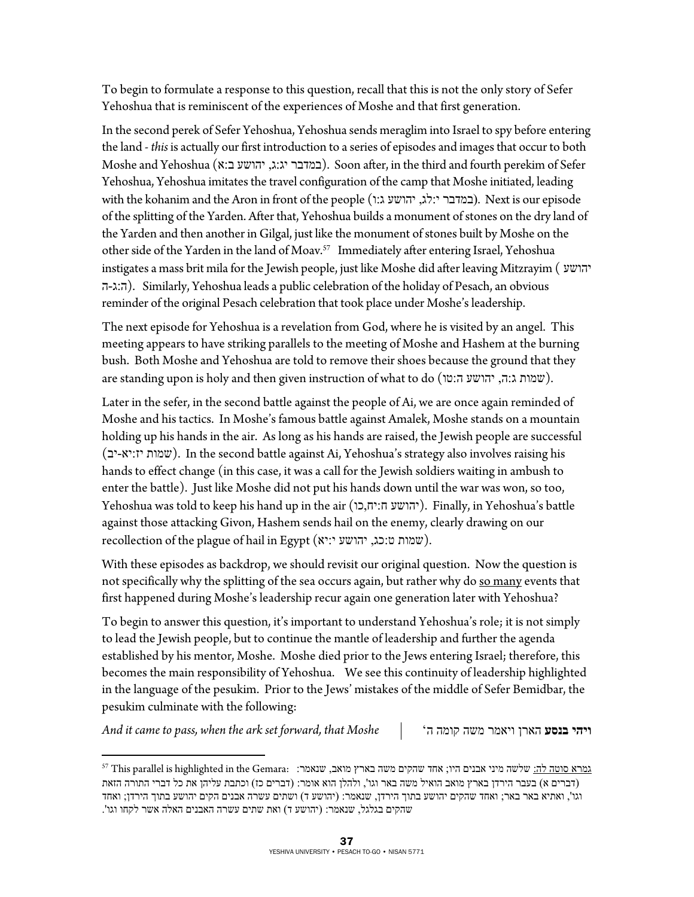To begin to formulate a response to this question, recall that this is not the only story of Sefer Yehoshua that is reminiscent of the experiences of Moshe and that first generation.

In the second perek of Sefer Yehoshua, Yehoshua sends meraglim into Israel to spy before entering the land - *this* is actually our first introduction to a series of episodes and images that occur to both Moshe and Yehoshua (במדבר יג:ג, יהושע ב:א). Soon after, in the third and fourth perekim of Sefer Yehoshua, Yehoshua imitates the travel configuration of the camp that Moshe initiated, leading with the kohanim and the Aron in front of the people (במדבר י:לג, יהושע ג:ו). Next is our episode of the splitting of the Yarden. After that, Yehoshua builds a monument of stones on the dry land of the Yarden and then another in Gilgal, just like the monument of stones built by Moshe on the other side of the Yarden in the land of Moav.[57] Immediately after entering Israel, Yehoshua instigates a mass brit mila for the Jewish people, just like Moshe did after leaving Mitzrayim (יהושע ה:ג-ה). Similarly, Yehoshua leads a public celebration of the holiday of Pesach, an obvious reminder of the original Pesach celebration that took place under Moshe's leadership.

The next episode for Yehoshua is a revelation from God, where he is visited by an angel. This meeting appears to have striking parallels to the meeting of Moshe and Hashem at the burning bush. Both Moshe and Yehoshua are told to remove their shoes because the ground that they are standing upon is holy and then given instruction of what to do (שמות ג:ה, יהושע ה:טו).

Later in the sefer, in the second battle against the people of Ai, we are once again reminded of Moshe and his tactics. In Moshe's famous battle against Amalek, Moshe stands on a mountain holding up his hands in the air. As long as his hands are raised, the Jewish people are successful (שמות יז:יא-יב). In the second battle against Ai, Yehoshua's strategy also involves raising his hands to effect change (in this case, it was a call for the Jewish soldiers waiting in ambush to enter the battle). Just like Moshe did not put his hands down until the war was won, so too, Yehoshua was told to keep his hand up in the air (יהושע ח:יח,כו). Finally, in Yehoshua's battle against those attacking Givon, Hashem sends hail on the enemy, clearly drawing on our recollection of the plague of hail in Egypt (שמות ט:כג, יהושע י:יא).

With these episodes as backdrop, we should revisit our original question. Now the question is not specifically why the splitting of the sea occurs again, but rather why do <u>so many</u> events that first happened during Moshe's leadership recur again one generation later with Yehoshua?

To begin to answer this question, it's important to understand Yehoshua's role; it is not simply to lead the Jewish people, but to continue the mantle of leadership and further the agenda established by his mentor, Moshe. Moshe died prior to the Jews entering Israel; therefore, this becomes the main responsibility of Yehoshua. We see this continuity of leadership highlighted in the language of the pesukim. Prior to the Jews' mistakes of the middle of Sefer Bemidbar, the pesukim culminate with the following:

| | |
|---|---|
| *And it came to pass, when the ark set forward, that Moshe* | **ויהי בנסע** הארן ויאמר משה קומה ה' |

---

[57] This parallel is highlighted in the Gemara: <u>גמרא סוטה לה:</u> שלשה מיני אבנים היו; אחד שהקים משה בארץ מואב, שנאמר: (דברים א) בעבר הירדן בארץ מואב הואיל משה באר וגו', ולהלן הוא אומר: (דברים כז) וכתבת עליהן את כל דברי התורה הזאת וגו', ואתיא באר באר; ואחד שהקים יהושע בתוך הירדן, שנאמר: (יהושע ד) ושתים עשרה אבנים הקים יהושע בתוך הירדן; ואחד שהקים בגלגל, שנאמר: (יהושע ד) ואת שתים עשרה האבנים האלה אשר לקחו וגו'.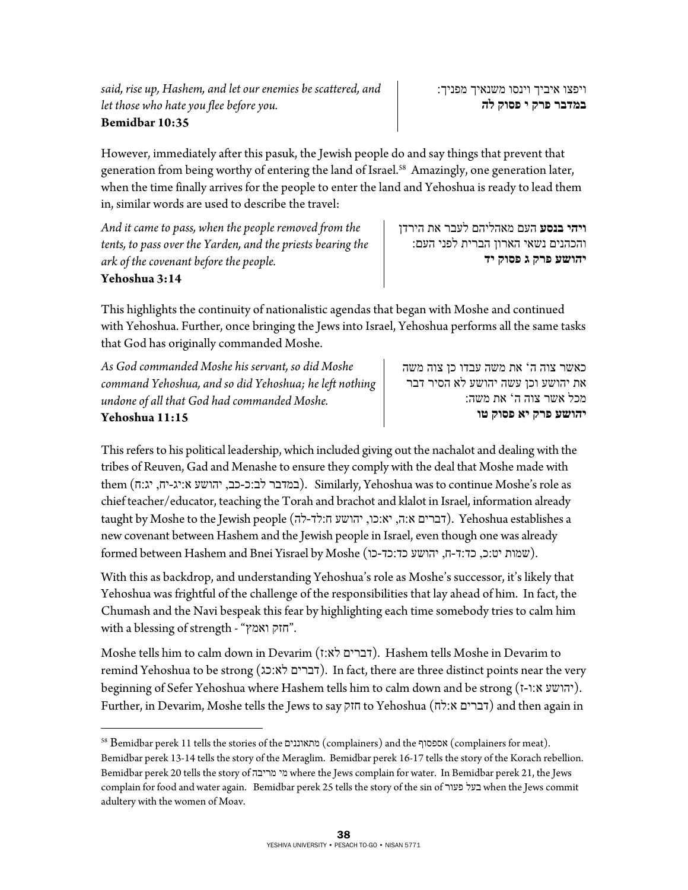*said, rise up, Hashem, and let our enemies be scattered, and let those who hate you flee before you.*
**Bemidbar 10:35**

ויפצו איביך וינסו משנאיך מפניך:
**במדבר פרק י פסוק לה**

However, immediately after this pasuk, the Jewish people do and say things that prevent that generation from being worthy of entering the land of Israel.[58] Amazingly, one generation later, when the time finally arrives for the people to enter the land and Yehoshua is ready to lead them in, similar words are used to describe the travel:

*And it came to pass, when the people removed from the tents, to pass over the Yarden, and the priests bearing the ark of the covenant before the people.*
**Yehoshua 3:14**

**ויהי בנסע** העם מאהליהם לעבר את הירדן והכהנים נשאי הארון הברית לפני העם:
**יהושע פרק ג פסוק יד**

This highlights the continuity of nationalistic agendas that began with Moshe and continued with Yehoshua. Further, once bringing the Jews into Israel, Yehoshua performs all the same tasks that God has originally commanded Moshe.

*As God commanded Moshe his servant, so did Moshe command Yehoshua, and so did Yehoshua; he left nothing undone of all that God had commanded Moshe.*
**Yehoshua 11:15**

כאשר צוה ה' את משה עבדו כן צוה משה את יהושע וכן עשה יהושע לא הסיר דבר מכל אשר צוה ה' את משה:
**יהושע פרק יא פסוק טו**

This refers to his political leadership, which included giving out the nachalot and dealing with the tribes of Reuven, Gad and Menashe to ensure they comply with the deal that Moshe made with them (במדבר לב:כ-כב, יהושע א:יג-יח, יג:ח). Similarly, Yehoshua was to continue Moshe's role as chief teacher/educator, teaching the Torah and brachot and klalot in Israel, information already taught by Moshe to the Jewish people (דברים א:ה, יא:כו, יהושע ח:לד-לה). Yehoshua establishes a new covenant between Hashem and the Jewish people in Israel, even though one was already formed between Hashem and Bnei Yisrael by Moshe (שמות יט:כ, כד:ד-ח, יהושע כד:כד-כו).

With this as backdrop, and understanding Yehoshua's role as Moshe's successor, it's likely that Yehoshua was frightful of the challenge of the responsibilities that lay ahead of him. In fact, the Chumash and the Navi bespeak this fear by highlighting each time somebody tries to calm him with a blessing of strength - "חזק ואמץ".

Moshe tells him to calm down in Devarim (דברים לא:ז). Hashem tells Moshe in Devarim to remind Yehoshua to be strong (דברים לא:כג). In fact, there are three distinct points near the very beginning of Sefer Yehoshua where Hashem tells him to calm down and be strong (יהושע א:ו-ז). Further, in Devarim, Moshe tells the Jews to say חזק to Yehoshua (דברים א:לח) and then again in

[58] Bemidbar perek 11 tells the stories of the מתאוננים (complainers) and the אספסוף (complainers for meat). Bemidbar perek 13-14 tells the story of the Meraglim. Bemidbar perek 16-17 tells the story of the Korach rebellion. Bemidbar perek 20 tells the story of מי מריבה where the Jews complain for water. In Bemidbar perek 21, the Jews complain for food and water again. Bemidbar perek 25 tells the story of the sin of בעל פעור when the Jews commit adultery with the women of Moav.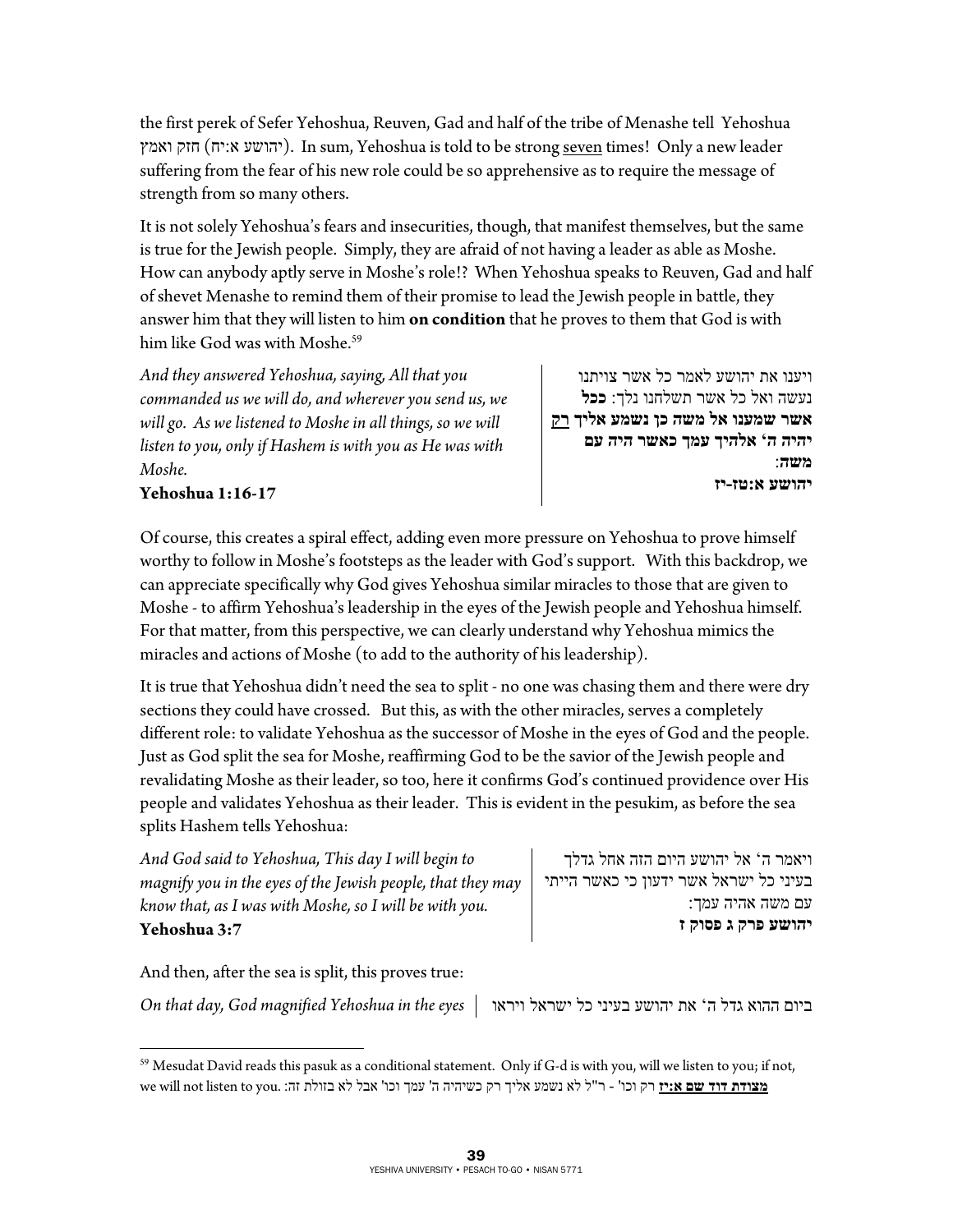the first perek of Sefer Yehoshua, Reuven, Gad and half of the tribe of Menashe tell Yehoshua חזק ואמץ (יהושע א:יח). In sum, Yehoshua is told to be strong seven times! Only a new leader suffering from the fear of his new role could be so apprehensive as to require the message of strength from so many others.

It is not solely Yehoshua's fears and insecurities, though, that manifest themselves, but the same is true for the Jewish people. Simply, they are afraid of not having a leader as able as Moshe. How can anybody aptly serve in Moshe's role!? When Yehoshua speaks to Reuven, Gad and half of shevet Menashe to remind them of their promise to lead the Jewish people in battle, they answer him that they will listen to him **on condition** that he proves to them that God is with him like God was with Moshe.[59]

| | |
|---|---|
| *And they answered Yehoshua, saying, All that you commanded us we will do, and wherever you send us, we will go. As we listened to Moshe in all things, so we will listen to you, only if Hashem is with you as He was with Moshe.* **Yehoshua 1:16-17** | ויענו את יהושע לאמר כל אשר צויתנו נעשה ואל כל אשר תשלחנו נלך: **ככל אשר שמענו אל משה כן נשמע אליך רק יהיה ה' אלהיך עמך כאשר היה עם משה:** **יהושע א:טז-יז** |

Of course, this creates a spiral effect, adding even more pressure on Yehoshua to prove himself worthy to follow in Moshe's footsteps as the leader with God's support. With this backdrop, we can appreciate specifically why God gives Yehoshua similar miracles to those that are given to Moshe - to affirm Yehoshua's leadership in the eyes of the Jewish people and Yehoshua himself. For that matter, from this perspective, we can clearly understand why Yehoshua mimics the miracles and actions of Moshe (to add to the authority of his leadership).

It is true that Yehoshua didn't need the sea to split - no one was chasing them and there were dry sections they could have crossed. But this, as with the other miracles, serves a completely different role: to validate Yehoshua as the successor of Moshe in the eyes of God and the people. Just as God split the sea for Moshe, reaffirming God to be the savior of the Jewish people and revalidating Moshe as their leader, so too, here it confirms God's continued providence over His people and validates Yehoshua as their leader. This is evident in the pesukim, as before the sea splits Hashem tells Yehoshua:

| | |
|---|---|
| *And God said to Yehoshua, This day I will begin to magnify you in the eyes of the Jewish people, that they may know that, as I was with Moshe, so I will be with you.* **Yehoshua 3:7** | ויאמר ה' אל יהושע היום הזה אחל גדלך בעיני כל ישראל אשר ידעון כי כאשר הייתי עם משה אהיה עמך: **יהושע פרק ג פסוק ז** |

And then, after the sea is split, this proves true:

| | |
|---|---|
| *On that day, God magnified Yehoshua in the eyes* | ביום ההוא גדל ה' את יהושע בעיני כל ישראל ויראו |

---

[59] Mesudat David reads this pasuk as a conditional statement. Only if G-d is with you, will we listen to you; if not, we will not listen to you. **מצודת דוד שם א:יז** רק וכו' - ר"ל לא נשמע אליך רק כשיהיה ה' עמך וכו' אבל לא בזולת זה: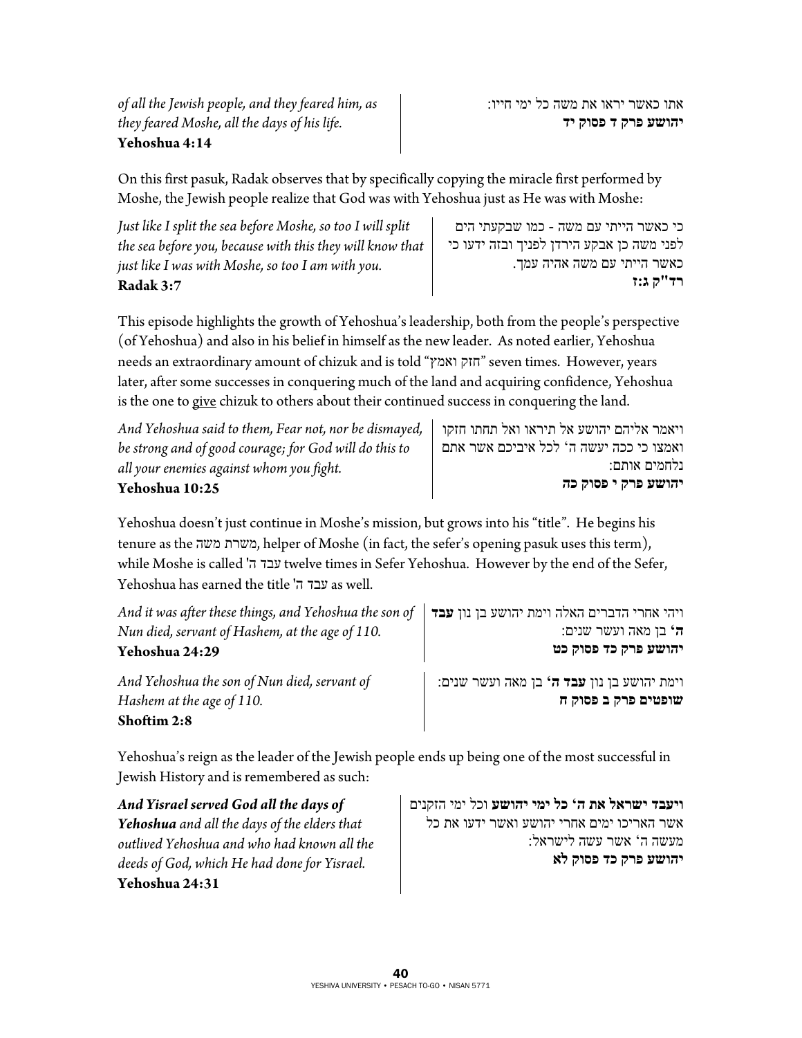*of all the Jewish people, and they feared him, as they feared Moshe, all the days of his life.*
**Yehoshua 4:14**

אתו כאשר יראו את משה כל ימי חייו:
**יהושע פרק ד פסוק יד**

On this first pasuk, Radak observes that by specifically copying the miracle first performed by Moshe, the Jewish people realize that God was with Yehoshua just as He was with Moshe:

*Just like I split the sea before Moshe, so too I will split the sea before you, because with this they will know that just like I was with Moshe, so too I am with you.*
**Radak 3:7**

כי כאשר הייתי עם משה - כמו שבקעתי הים לפני משה כן אבקע הירדן לפניך ובזה ידעו כי כאשר הייתי עם משה אהיה עמך.
**רד"ק ג:ז**

This episode highlights the growth of Yehoshua's leadership, both from the people's perspective (of Yehoshua) and also in his belief in himself as the new leader. As noted earlier, Yehoshua needs an extraordinary amount of chizuk and is told "חזק ואמץ" seven times. However, years later, after some successes in conquering much of the land and acquiring confidence, Yehoshua is the one to <u>give</u> chizuk to others about their continued success in conquering the land.

*And Yehoshua said to them, Fear not, nor be dismayed, be strong and of good courage; for God will do this to all your enemies against whom you fight.*
**Yehoshua 10:25**

ויאמר אליהם יהושע אל תיראו ואל תחתו חזקו ואמצו כי ככה יעשה ה' לכל איביכם אשר אתם נלחמים אותם:
**יהושע פרק י פסוק כה**

Yehoshua doesn't just continue in Moshe's mission, but grows into his "title". He begins his tenure as the משרת משה, helper of Moshe (in fact, the sefer's opening pasuk uses this term), while Moshe is called עבד ה' twelve times in Sefer Yehoshua. However by the end of the Sefer, Yehoshua has earned the title עבד ה' as well.

*And it was after these things, and Yehoshua the son of Nun died, servant of Hashem, at the age of 110.*
**Yehoshua 24:29**

ויהי אחרי הדברים האלה וימת יהושע בן נון **עבד ה'** בן מאה ועשר שנים:
**יהושע פרק כד פסוק כט**

*And Yehoshua the son of Nun died, servant of Hashem at the age of 110.*
**Shoftim 2:8**

וימת יהושע בן נון **עבד ה'** בן מאה ועשר שנים:
**שופטים פרק ב פסוק ח**

Yehoshua's reign as the leader of the Jewish people ends up being one of the most successful in Jewish History and is remembered as such:

***And Yisrael served God all the days of Yehoshua*** *and all the days of the elders that outlived Yehoshua and who had known all the deeds of God, which He had done for Yisrael.*
**Yehoshua 24:31**

**ויעבד ישראל את ה' כל ימי יהושע** וכל ימי הזקנים אשר האריכו ימים אחרי יהושע ואשר ידעו את כל מעשה ה' אשר עשה לישראל:
**יהושע פרק כד פסוק לא**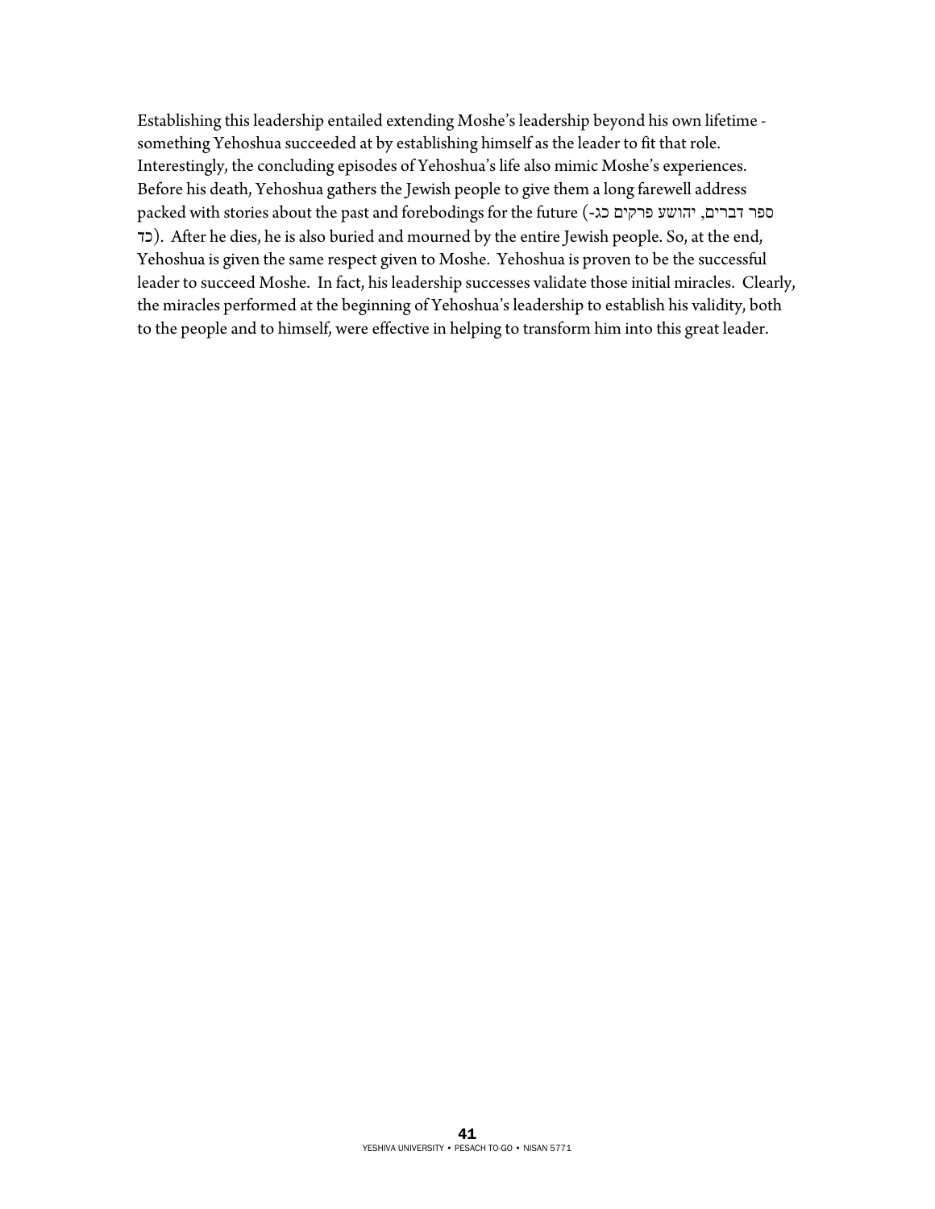Establishing this leadership entailed extending Moshe's leadership beyond his own lifetime - something Yehoshua succeeded at by establishing himself as the leader to fit that role. Interestingly, the concluding episodes of Yehoshua's life also mimic Moshe's experiences. Before his death, Yehoshua gathers the Jewish people to give them a long farewell address packed with stories about the past and forebodings for the future (ספר דברים, יהושע פרקים כג-כד). After he dies, he is also buried and mourned by the entire Jewish people. So, at the end, Yehoshua is given the same respect given to Moshe. Yehoshua is proven to be the successful leader to succeed Moshe. In fact, his leadership successes validate those initial miracles. Clearly, the miracles performed at the beginning of Yehoshua's leadership to establish his validity, both to the people and to himself, were effective in helping to transform him into this great leader.